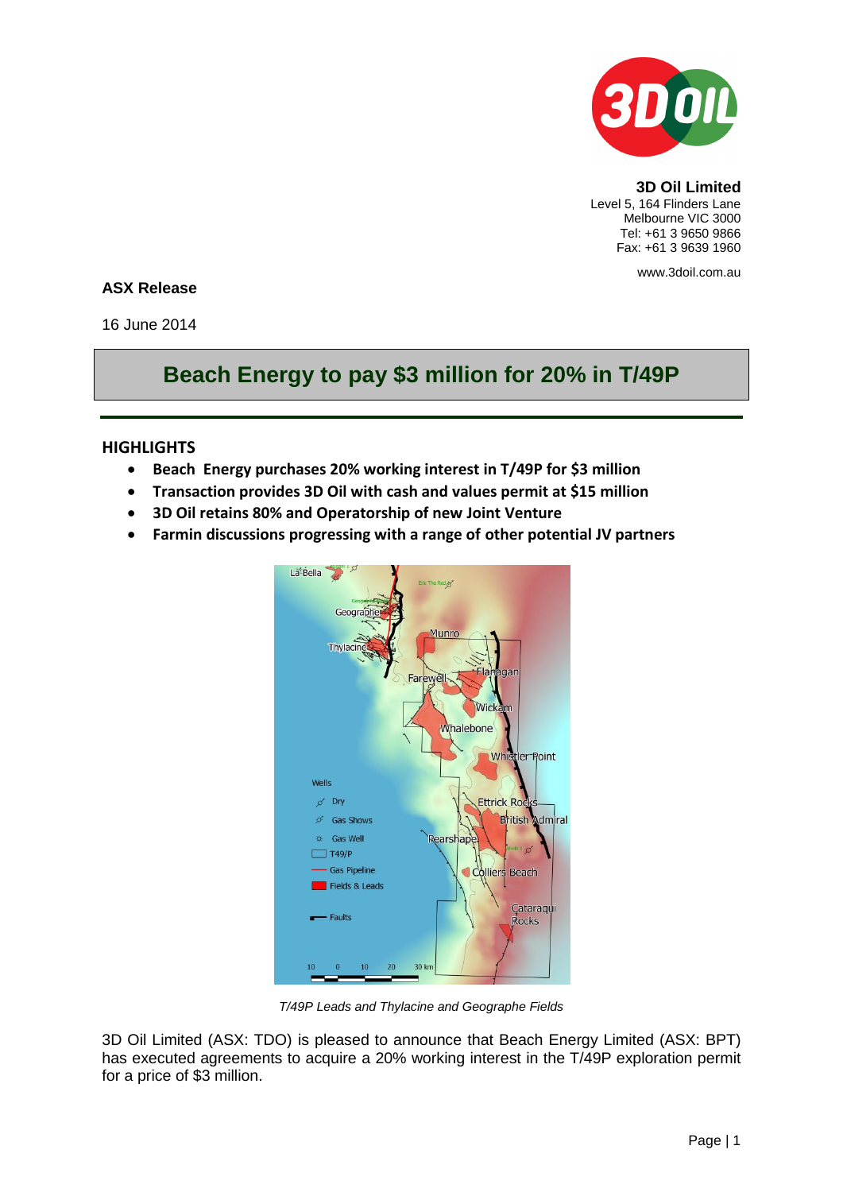**3D Oil Limited**
Level 5, 164 Flinders Lane
Melbourne VIC 3000
Tel: +61 3 9650 9866
Fax: +61 3 9639 1960

www.3doil.com.au

**ASX Release**

16 June 2014

# Beach Energy to pay $3 million for 20% in T/49P

## HIGHLIGHTS

- **Beach Energy purchases 20% working interest in T/49P for $3 million**
- **Transaction provides 3D Oil with cash and values permit at $15 million**
- **3D Oil retains 80% and Operatorship of new Joint Venture**
- **Farmin discussions progressing with a range of other potential JV partners**

*T/49P Leads and Thylacine and Geographe Fields*

3D Oil Limited (ASX: TDO) is pleased to announce that Beach Energy Limited (ASX: BPT) has executed agreements to acquire a 20% working interest in the T/49P exploration permit for a price of $3 million.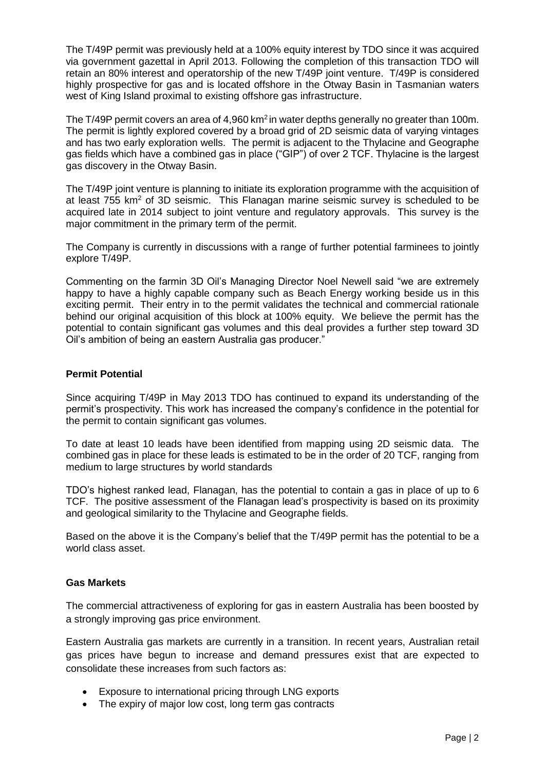The T/49P permit was previously held at a 100% equity interest by TDO since it was acquired via government gazettal in April 2013. Following the completion of this transaction TDO will retain an 80% interest and operatorship of the new T/49P joint venture. T/49P is considered highly prospective for gas and is located offshore in the Otway Basin in Tasmanian waters west of King Island proximal to existing offshore gas infrastructure.

The T/49P permit covers an area of 4,960 km$^2$ in water depths generally no greater than 100m. The permit is lightly explored covered by a broad grid of 2D seismic data of varying vintages and has two early exploration wells. The permit is adjacent to the Thylacine and Geographe gas fields which have a combined gas in place ("GIP") of over 2 TCF. Thylacine is the largest gas discovery in the Otway Basin.

The T/49P joint venture is planning to initiate its exploration programme with the acquisition of at least 755 km$^2$ of 3D seismic. This Flanagan marine seismic survey is scheduled to be acquired late in 2014 subject to joint venture and regulatory approvals. This survey is the major commitment in the primary term of the permit.

The Company is currently in discussions with a range of further potential farminees to jointly explore T/49P.

Commenting on the farmin 3D Oil's Managing Director Noel Newell said "we are extremely happy to have a highly capable company such as Beach Energy working beside us in this exciting permit. Their entry in to the permit validates the technical and commercial rationale behind our original acquisition of this block at 100% equity. We believe the permit has the potential to contain significant gas volumes and this deal provides a further step toward 3D Oil's ambition of being an eastern Australia gas producer."

**Permit Potential**

Since acquiring T/49P in May 2013 TDO has continued to expand its understanding of the permit's prospectivity. This work has increased the company's confidence in the potential for the permit to contain significant gas volumes.

To date at least 10 leads have been identified from mapping using 2D seismic data. The combined gas in place for these leads is estimated to be in the order of 20 TCF, ranging from medium to large structures by world standards

TDO's highest ranked lead, Flanagan, has the potential to contain a gas in place of up to 6 TCF. The positive assessment of the Flanagan lead's prospectivity is based on its proximity and geological similarity to the Thylacine and Geographe fields.

Based on the above it is the Company's belief that the T/49P permit has the potential to be a world class asset.

**Gas Markets**

The commercial attractiveness of exploring for gas in eastern Australia has been boosted by a strongly improving gas price environment.

Eastern Australia gas markets are currently in a transition. In recent years, Australian retail gas prices have begun to increase and demand pressures exist that are expected to consolidate these increases from such factors as:

- Exposure to international pricing through LNG exports
- The expiry of major low cost, long term gas contracts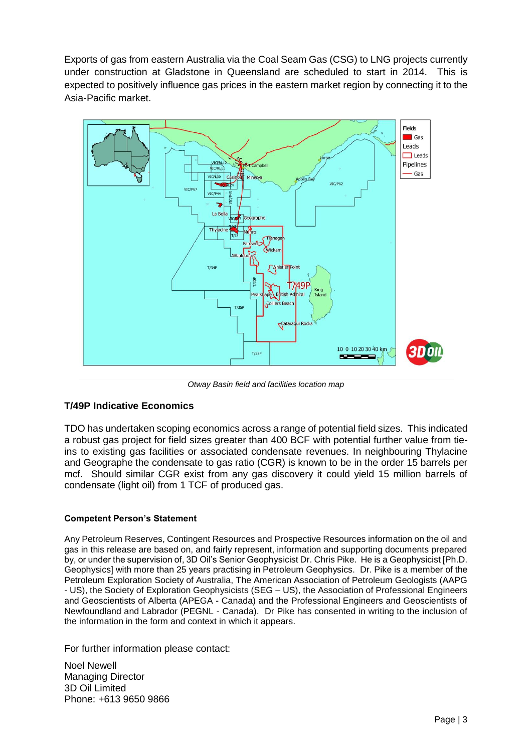Exports of gas from eastern Australia via the Coal Seam Gas (CSG) to LNG projects currently under construction at Gladstone in Queensland are scheduled to start in 2014. This is expected to positively influence gas prices in the eastern market region by connecting it to the Asia-Pacific market.

*Otway Basin field and facilities location map*

### T/49P Indicative Economics

TDO has undertaken scoping economics across a range of potential field sizes. This indicated a robust gas project for field sizes greater than 400 BCF with potential further value from tie-ins to existing gas facilities or associated condensate revenues. In neighbouring Thylacine and Geographe the condensate to gas ratio (CGR) is known to be in the order 15 barrels per mcf. Should similar CGR exist from any gas discovery it could yield 15 million barrels of condensate (light oil) from 1 TCF of produced gas.

#### Competent Person's Statement

Any Petroleum Reserves, Contingent Resources and Prospective Resources information on the oil and gas in this release are based on, and fairly represent, information and supporting documents prepared by, or under the supervision of, 3D Oil's Senior Geophysicist Dr. Chris Pike. He is a Geophysicist [Ph.D. Geophysics] with more than 25 years practising in Petroleum Geophysics. Dr. Pike is a member of the Petroleum Exploration Society of Australia, The American Association of Petroleum Geologists (AAPG - US), the Society of Exploration Geophysicists (SEG – US), the Association of Professional Engineers and Geoscientists of Alberta (APEGA - Canada) and the Professional Engineers and Geoscientists of Newfoundland and Labrador (PEGNL - Canada). Dr Pike has consented in writing to the inclusion of the information in the form and context in which it appears.

For further information please contact:

Noel Newell
Managing Director
3D Oil Limited
Phone: +613 9650 9866